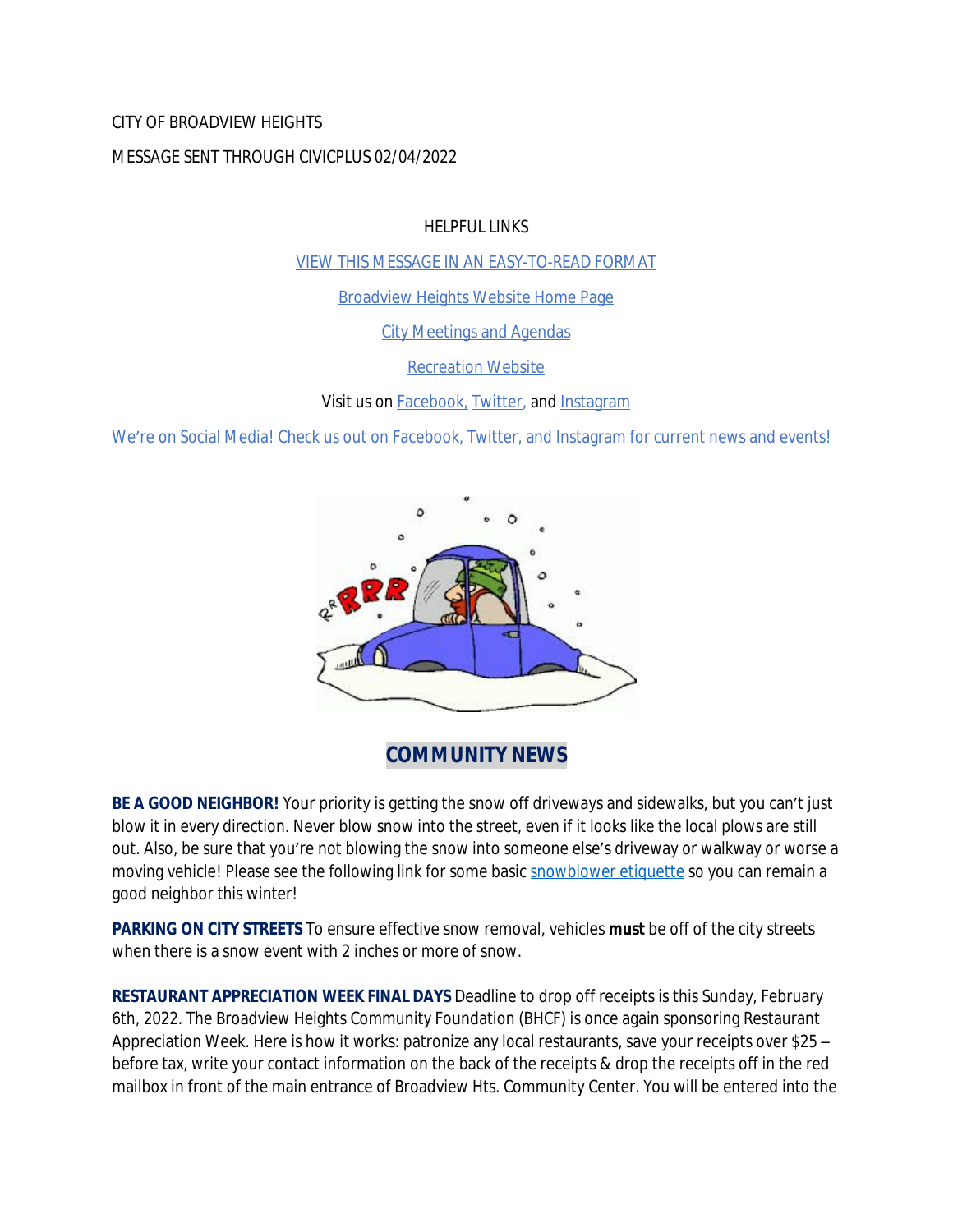CITY OF BROADVIEW HEIGHTS

MESSAGE SENT THROUGH CIVICPLUS 02/04/2022

HELPFUL LINKS

VIEW THIS MESSAGE IN AN EASY-TO-READ FORMAT

Broadview Heights Website Home Page

City Meetings and Agendas

Recreation Website

Visit us on Facebook, Twitter, and Instagram

We're on Social Media! Check us out on Facebook, Twitter, and Instagram for current news and events!

## COMMUNITY NEWS

**BE A GOOD NEIGHBOR!** Your priority is getting the snow off driveways and sidewalks, but you can't just blow it in every direction. Never blow snow into the street, even if it looks like the local plows are still out. Also, be sure that you're not blowing the snow into someone else's driveway or walkway or worse a moving vehicle! Please see the following link for some basic snowblower etiquette so you can remain a good neighbor this winter!

**PARKING ON CITY STREETS** To ensure effective snow removal, vehicles **must** be off of the city streets when there is a snow event with 2 inches or more of snow.

**RESTAURANT APPRECIATION WEEK FINAL DAYS** Deadline to drop off receipts is this Sunday, February 6th, 2022. The Broadview Heights Community Foundation (BHCF) is once again sponsoring Restaurant Appreciation Week. Here is how it works: patronize any local restaurants, save your receipts over $25 – before tax, write your contact information on the back of the receipts & drop the receipts off in the red mailbox in front of the main entrance of Broadview Hts. Community Center. You will be entered into the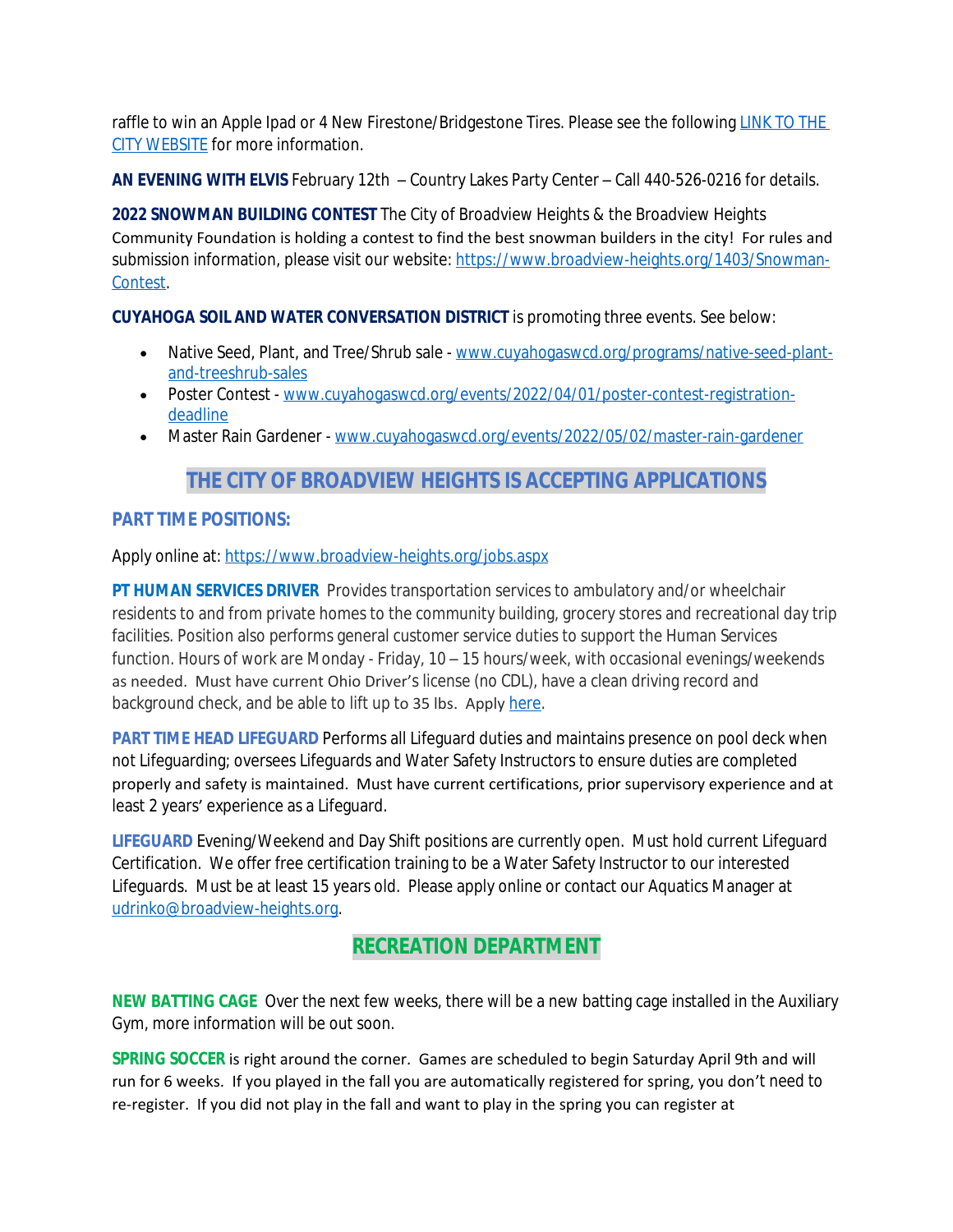raffle to win an Apple Ipad or 4 New Firestone/Bridgestone Tires. Please see the following [LINK TO THE CITY WEBSITE]() for more information.

**AN EVENING WITH ELVIS** February 12th – Country Lakes Party Center – Call 440-526-0216 for details.

**2022 SNOWMAN BUILDING CONTEST** The City of Broadview Heights & the Broadview Heights Community Foundation is holding a contest to find the best snowman builders in the city! For rules and submission information, please visit our website: [https://www.broadview-heights.org/1403/Snowman-Contest](https://www.broadview-heights.org/1403/Snowman-Contest).

**CUYAHOGA SOIL AND WATER CONVERSATION DISTRICT** is promoting three events. See below:

- Native Seed, Plant, and Tree/Shrub sale - [www.cuyahogaswcd.org/programs/native-seed-plant-and-treeshrub-sales](www.cuyahogaswcd.org/programs/native-seed-plant-and-treeshrub-sales)
- Poster Contest - [www.cuyahogaswcd.org/events/2022/04/01/poster-contest-registration-deadline](www.cuyahogaswcd.org/events/2022/04/01/poster-contest-registration-deadline)
- Master Rain Gardener - [www.cuyahogaswcd.org/events/2022/05/02/master-rain-gardener](www.cuyahogaswcd.org/events/2022/05/02/master-rain-gardener)

## THE CITY OF BROADVIEW HEIGHTS IS ACCEPTING APPLICATIONS

### PART TIME POSITIONS:

Apply online at: [https://www.broadview-heights.org/jobs.aspx](https://www.broadview-heights.org/jobs.aspx)

**PT HUMAN SERVICES DRIVER** Provides transportation services to ambulatory and/or wheelchair residents to and from private homes to the community building, grocery stores and recreational day trip facilities. Position also performs general customer service duties to support the Human Services function. Hours of work are Monday - Friday, 10 – 15 hours/week, with occasional evenings/weekends as needed. Must have current Ohio Driver's license (no CDL), have a clean driving record and background check, and be able to lift up to 35 lbs. Apply [here]().

**PART TIME HEAD LIFEGUARD** Performs all Lifeguard duties and maintains presence on pool deck when not Lifeguarding; oversees Lifeguards and Water Safety Instructors to ensure duties are completed properly and safety is maintained. Must have current certifications, prior supervisory experience and at least 2 years' experience as a Lifeguard.

**LIFEGUARD** Evening/Weekend and Day Shift positions are currently open. Must hold current Lifeguard Certification. We offer free certification training to be a Water Safety Instructor to our interested Lifeguards. Must be at least 15 years old. Please apply online or contact our Aquatics Manager at [udrinko@broadview-heights.org](mailto:udrinko@broadview-heights.org).

## RECREATION DEPARTMENT

**NEW BATTING CAGE** Over the next few weeks, there will be a new batting cage installed in the Auxiliary Gym, more information will be out soon.

**SPRING SOCCER** is right around the corner. Games are scheduled to begin Saturday April 9th and will run for 6 weeks. If you played in the fall you are automatically registered for spring, you don't need to re-register. If you did not play in the fall and want to play in the spring you can register at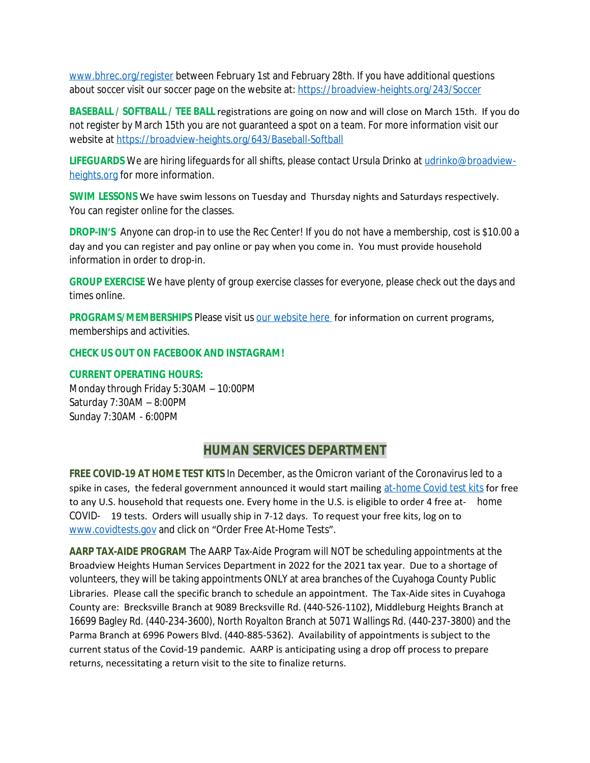[www.bhrec.org/register](http://www.bhrec.org/register) between February 1st and February 28th. If you have additional questions about soccer visit our soccer page on the website at: [https://broadview-heights.org/243/Soccer](https://broadview-heights.org/243/Soccer)

**BASEBALL / SOFTBALL / TEE BALL** registrations are going on now and will close on March 15th. If you do not register by March 15th you are not guaranteed a spot on a team. For more information visit our website at [https://broadview-heights.org/643/Baseball-Softball](https://broadview-heights.org/643/Baseball-Softball)

**LIFEGUARDS** We are hiring lifeguards for all shifts, please contact Ursula Drinko at [udrinko@broadview-heights.org](mailto:udrinko@broadview-heights.org) for more information.

**SWIM LESSONS** We have swim lessons on Tuesday and Thursday nights and Saturdays respectively. You can register online for the classes.

**DROP-IN'S** Anyone can drop-in to use the Rec Center! If you do not have a membership, cost is $10.00 a day and you can register and pay online or pay when you come in. You must provide household information in order to drop-in.

**GROUP EXERCISE** We have plenty of group exercise classes for everyone, please check out the days and times online.

**PROGRAMS/MEMBERSHIPS** Please visit us [our website here](#) for information on current programs, memberships and activities.

**CHECK US OUT ON FACEBOOK AND INSTAGRAM!**

**CURRENT OPERATING HOURS:**
Monday through Friday 5:30AM – 10:00PM
Saturday 7:30AM – 8:00PM
Sunday 7:30AM - 6:00PM

## HUMAN SERVICES DEPARTMENT

**FREE COVID-19 AT HOME TEST KITS** In December, as the Omicron variant of the Coronavirus led to a spike in cases, the federal government announced it would start mailing [at-home Covid test kits](#) for free to any U.S. household that requests one. Every home in the U.S. is eligible to order 4 free at-home COVID-19 tests. Orders will usually ship in 7-12 days. To request your free kits, log on to [www.covidtests.gov](http://www.covidtests.gov) and click on "Order Free At-Home Tests".

**AARP TAX-AIDE PROGRAM** The AARP Tax-Aide Program will NOT be scheduling appointments at the Broadview Heights Human Services Department in 2022 for the 2021 tax year. Due to a shortage of volunteers, they will be taking appointments ONLY at area branches of the Cuyahoga County Public Libraries. Please call the specific branch to schedule an appointment. The Tax-Aide sites in Cuyahoga County are: Brecksville Branch at 9089 Brecksville Rd. (440-526-1102), Middleburg Heights Branch at 16699 Bagley Rd. (440-234-3600), North Royalton Branch at 5071 Wallings Rd. (440-237-3800) and the Parma Branch at 6996 Powers Blvd. (440-885-5362). Availability of appointments is subject to the current status of the Covid-19 pandemic. AARP is anticipating using a drop off process to prepare returns, necessitating a return visit to the site to finalize returns.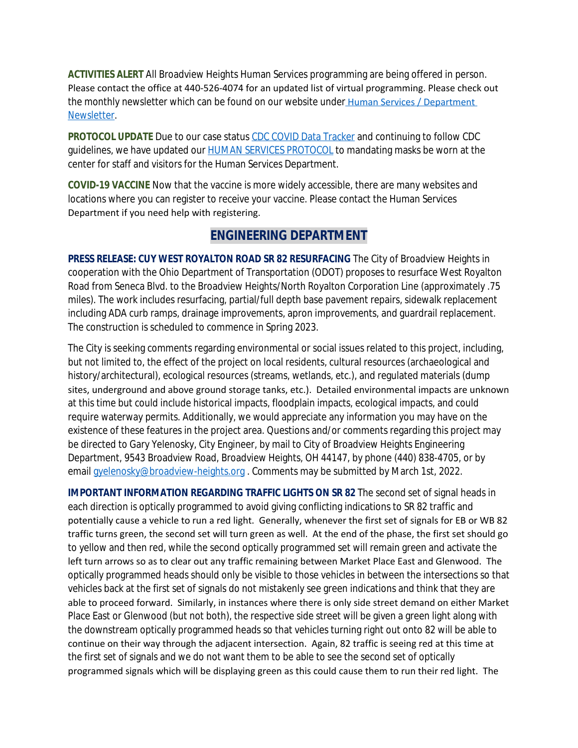**ACTIVITIES ALERT** All Broadview Heights Human Services programming are being offered in person. Please contact the office at 440-526-4074 for an updated list of virtual programming. Please check out the monthly newsletter which can be found on our website under [Human Services / Department Newsletter](#).

**PROTOCOL UPDATE** Due to our case status [CDC COVID Data Tracker](#) and continuing to follow CDC guidelines, we have updated our [HUMAN SERVICES PROTOCOL](#) to mandating masks be worn at the center for staff and visitors for the Human Services Department.

**COVID-19 VACCINE** Now that the vaccine is more widely accessible, there are many websites and locations where you can register to receive your vaccine. Please contact the Human Services Department if you need help with registering.

## ENGINEERING DEPARTMENT

**PRESS RELEASE: CUY WEST ROYALTON ROAD SR 82 RESURFACING** The City of Broadview Heights in cooperation with the Ohio Department of Transportation (ODOT) proposes to resurface West Royalton Road from Seneca Blvd. to the Broadview Heights/North Royalton Corporation Line (approximately .75 miles). The work includes resurfacing, partial/full depth base pavement repairs, sidewalk replacement including ADA curb ramps, drainage improvements, apron improvements, and guardrail replacement. The construction is scheduled to commence in Spring 2023.

The City is seeking comments regarding environmental or social issues related to this project, including, but not limited to, the effect of the project on local residents, cultural resources (archaeological and history/architectural), ecological resources (streams, wetlands, etc.), and regulated materials (dump sites, underground and above ground storage tanks, etc.). Detailed environmental impacts are unknown at this time but could include historical impacts, floodplain impacts, ecological impacts, and could require waterway permits. Additionally, we would appreciate any information you may have on the existence of these features in the project area. Questions and/or comments regarding this project may be directed to Gary Yelenosky, City Engineer, by mail to City of Broadview Heights Engineering Department, 9543 Broadview Road, Broadview Heights, OH 44147, by phone (440) 838-4705, or by email [gyelenosky@broadview-heights.org](mailto:gyelenosky@broadview-heights.org) . Comments may be submitted by March 1st, 2022.

**IMPORTANT INFORMATION REGARDING TRAFFIC LIGHTS ON SR 82** The second set of signal heads in each direction is optically programmed to avoid giving conflicting indications to SR 82 traffic and potentially cause a vehicle to run a red light. Generally, whenever the first set of signals for EB or WB 82 traffic turns green, the second set will turn green as well. At the end of the phase, the first set should go to yellow and then red, while the second optically programmed set will remain green and activate the left turn arrows so as to clear out any traffic remaining between Market Place East and Glenwood. The optically programmed heads should only be visible to those vehicles in between the intersections so that vehicles back at the first set of signals do not mistakenly see green indications and think that they are able to proceed forward. Similarly, in instances where there is only side street demand on either Market Place East or Glenwood (but not both), the respective side street will be given a green light along with the downstream optically programmed heads so that vehicles turning right out onto 82 will be able to continue on their way through the adjacent intersection. Again, 82 traffic is seeing red at this time at the first set of signals and we do not want them to be able to see the second set of optically programmed signals which will be displaying green as this could cause them to run their red light. The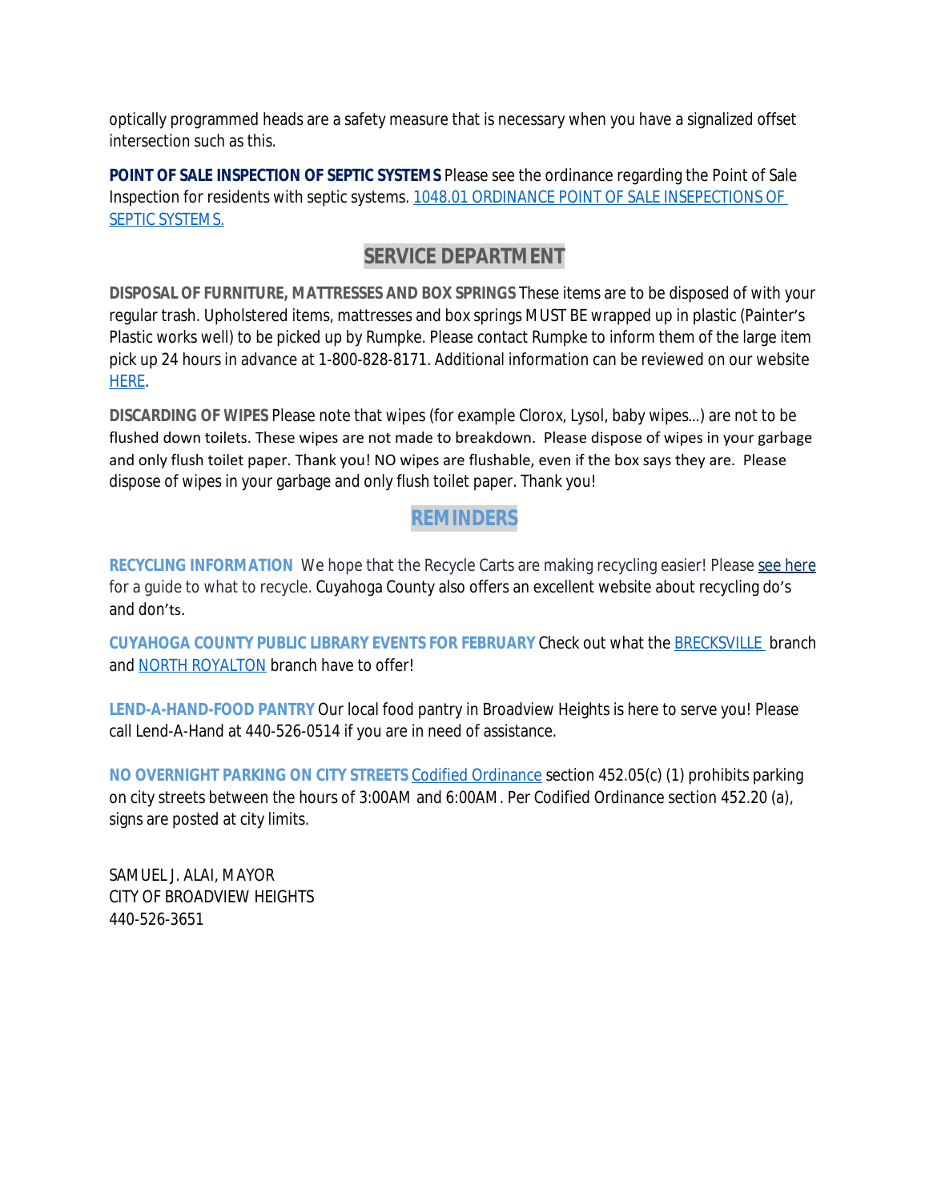optically programmed heads are a safety measure that is necessary when you have a signalized offset intersection such as this.

**POINT OF SALE INSPECTION OF SEPTIC SYSTEMS** Please see the ordinance regarding the Point of Sale Inspection for residents with septic systems. 1048.01 ORDINANCE POINT OF SALE INSEPECTIONS OF SEPTIC SYSTEMS.

## SERVICE DEPARTMENT

**DISPOSAL OF FURNITURE, MATTRESSES AND BOX SPRINGS** These items are to be disposed of with your regular trash. Upholstered items, mattresses and box springs MUST BE wrapped up in plastic (Painter's Plastic works well) to be picked up by Rumpke. Please contact Rumpke to inform them of the large item pick up 24 hours in advance at 1-800-828-8171. Additional information can be reviewed on our website HERE.

**DISCARDING OF WIPES** Please note that wipes (for example Clorox, Lysol, baby wipes…) are not to be flushed down toilets. These wipes are not made to breakdown. Please dispose of wipes in your garbage and only flush toilet paper. Thank you! NO wipes are flushable, even if the box says they are. Please dispose of wipes in your garbage and only flush toilet paper. Thank you!

## REMINDERS

**RECYCLING INFORMATION** We hope that the Recycle Carts are making recycling easier! Please see here for a guide to what to recycle. Cuyahoga County also offers an excellent website about recycling do's and don'ts.

**CUYAHOGA COUNTY PUBLIC LIBRARY EVENTS FOR FEBRUARY** Check out what the BRECKSVILLE branch and NORTH ROYALTON branch have to offer!

**LEND-A-HAND-FOOD PANTRY** Our local food pantry in Broadview Heights is here to serve you! Please call Lend-A-Hand at 440-526-0514 if you are in need of assistance.

**NO OVERNIGHT PARKING ON CITY STREETS** Codified Ordinance section 452.05(c) (1) prohibits parking on city streets between the hours of 3:00AM and 6:00AM. Per Codified Ordinance section 452.20 (a), signs are posted at city limits.

SAMUEL J. ALAI, MAYOR
CITY OF BROADVIEW HEIGHTS
440-526-3651